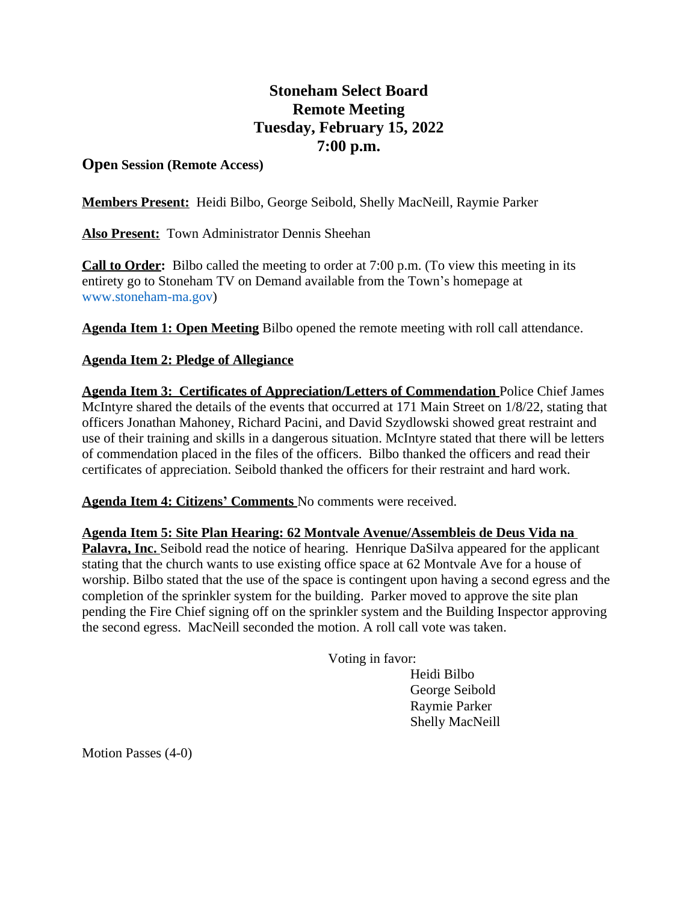# Stoneham Select Board
# Remote Meeting
# Tuesday, February 15, 2022
# 7:00 p.m.

## Open Session (Remote Access)

**Members Present:** Heidi Bilbo, George Seibold, Shelly MacNeill, Raymie Parker

**Also Present:** Town Administrator Dennis Sheehan

**Call to Order:** Bilbo called the meeting to order at 7:00 p.m. (To view this meeting in its entirety go to Stoneham TV on Demand available from the Town's homepage at www.stoneham-ma.gov)

**Agenda Item 1: Open Meeting** Bilbo opened the remote meeting with roll call attendance.

**Agenda Item 2: Pledge of Allegiance**

**Agenda Item 3: Certificates of Appreciation/Letters of Commendation** Police Chief James McIntyre shared the details of the events that occurred at 171 Main Street on 1/8/22, stating that officers Jonathan Mahoney, Richard Pacini, and David Szydlowski showed great restraint and use of their training and skills in a dangerous situation. McIntyre stated that there will be letters of commendation placed in the files of the officers. Bilbo thanked the officers and read their certificates of appreciation. Seibold thanked the officers for their restraint and hard work.

**Agenda Item 4: Citizens' Comments** No comments were received.

**Agenda Item 5: Site Plan Hearing: 62 Montvale Avenue/Assembleis de Deus Vida na Palavra, Inc.** Seibold read the notice of hearing. Henrique DaSilva appeared for the applicant stating that the church wants to use existing office space at 62 Montvale Ave for a house of worship. Bilbo stated that the use of the space is contingent upon having a second egress and the completion of the sprinkler system for the building. Parker moved to approve the site plan pending the Fire Chief signing off on the sprinkler system and the Building Inspector approving the second egress. MacNeill seconded the motion. A roll call vote was taken.

Voting in favor:
- Heidi Bilbo
- George Seibold
- Raymie Parker
- Shelly MacNeill

Motion Passes (4-0)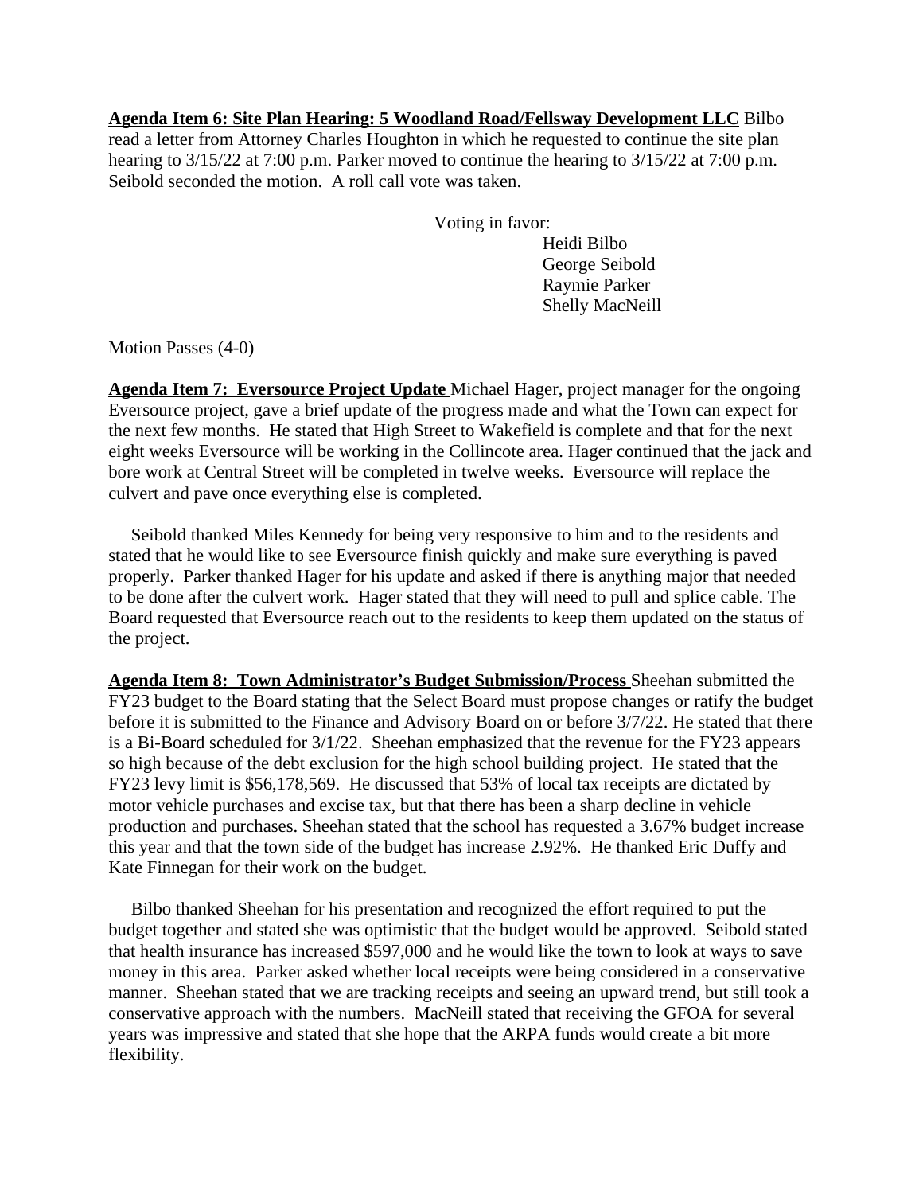**Agenda Item 6: Site Plan Hearing: 5 Woodland Road/Fellsway Development LLC** Bilbo read a letter from Attorney Charles Houghton in which he requested to continue the site plan hearing to 3/15/22 at 7:00 p.m. Parker moved to continue the hearing to 3/15/22 at 7:00 p.m. Seibold seconded the motion. A roll call vote was taken.

Voting in favor:
- Heidi Bilbo
- George Seibold
- Raymie Parker
- Shelly MacNeill

Motion Passes (4-0)

**Agenda Item 7: Eversource Project Update** Michael Hager, project manager for the ongoing Eversource project, gave a brief update of the progress made and what the Town can expect for the next few months. He stated that High Street to Wakefield is complete and that for the next eight weeks Eversource will be working in the Collincote area. Hager continued that the jack and bore work at Central Street will be completed in twelve weeks. Eversource will replace the culvert and pave once everything else is completed.

Seibold thanked Miles Kennedy for being very responsive to him and to the residents and stated that he would like to see Eversource finish quickly and make sure everything is paved properly. Parker thanked Hager for his update and asked if there is anything major that needed to be done after the culvert work. Hager stated that they will need to pull and splice cable. The Board requested that Eversource reach out to the residents to keep them updated on the status of the project.

**Agenda Item 8: Town Administrator's Budget Submission/Process** Sheehan submitted the FY23 budget to the Board stating that the Select Board must propose changes or ratify the budget before it is submitted to the Finance and Advisory Board on or before 3/7/22. He stated that there is a Bi-Board scheduled for 3/1/22. Sheehan emphasized that the revenue for the FY23 appears so high because of the debt exclusion for the high school building project. He stated that the FY23 levy limit is $56,178,569. He discussed that 53% of local tax receipts are dictated by motor vehicle purchases and excise tax, but that there has been a sharp decline in vehicle production and purchases. Sheehan stated that the school has requested a 3.67% budget increase this year and that the town side of the budget has increase 2.92%. He thanked Eric Duffy and Kate Finnegan for their work on the budget.

Bilbo thanked Sheehan for his presentation and recognized the effort required to put the budget together and stated she was optimistic that the budget would be approved. Seibold stated that health insurance has increased $597,000 and he would like the town to look at ways to save money in this area. Parker asked whether local receipts were being considered in a conservative manner. Sheehan stated that we are tracking receipts and seeing an upward trend, but still took a conservative approach with the numbers. MacNeill stated that receiving the GFOA for several years was impressive and stated that she hope that the ARPA funds would create a bit more flexibility.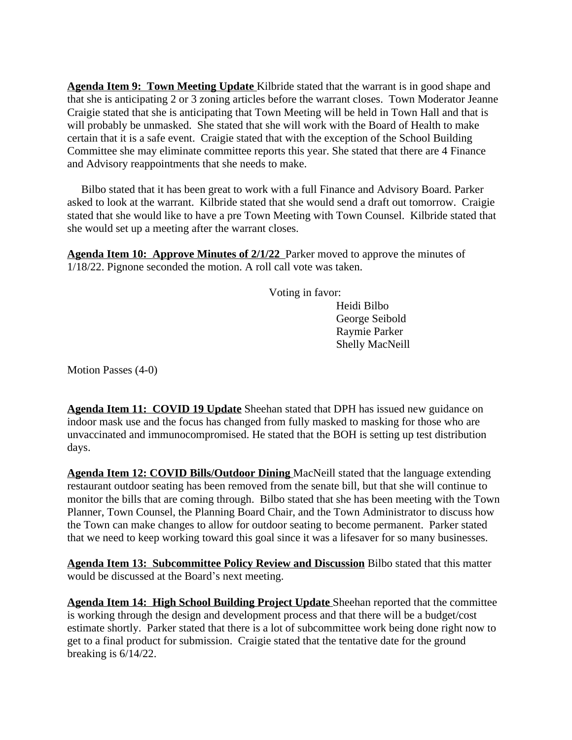**Agenda Item 9: Town Meeting Update** Kilbride stated that the warrant is in good shape and that she is anticipating 2 or 3 zoning articles before the warrant closes. Town Moderator Jeanne Craigie stated that she is anticipating that Town Meeting will be held in Town Hall and that is will probably be unmasked. She stated that she will work with the Board of Health to make certain that it is a safe event. Craigie stated that with the exception of the School Building Committee she may eliminate committee reports this year. She stated that there are 4 Finance and Advisory reappointments that she needs to make.

Bilbo stated that it has been great to work with a full Finance and Advisory Board. Parker asked to look at the warrant. Kilbride stated that she would send a draft out tomorrow. Craigie stated that she would like to have a pre Town Meeting with Town Counsel. Kilbride stated that she would set up a meeting after the warrant closes.

**Agenda Item 10: Approve Minutes of 2/1/22** Parker moved to approve the minutes of 1/18/22. Pignone seconded the motion. A roll call vote was taken.

Voting in favor:
- Heidi Bilbo
- George Seibold
- Raymie Parker
- Shelly MacNeill

Motion Passes (4-0)

**Agenda Item 11: COVID 19 Update** Sheehan stated that DPH has issued new guidance on indoor mask use and the focus has changed from fully masked to masking for those who are unvaccinated and immunocompromised. He stated that the BOH is setting up test distribution days.

**Agenda Item 12: COVID Bills/Outdoor Dining** MacNeill stated that the language extending restaurant outdoor seating has been removed from the senate bill, but that she will continue to monitor the bills that are coming through. Bilbo stated that she has been meeting with the Town Planner, Town Counsel, the Planning Board Chair, and the Town Administrator to discuss how the Town can make changes to allow for outdoor seating to become permanent. Parker stated that we need to keep working toward this goal since it was a lifesaver for so many businesses.

**Agenda Item 13: Subcommittee Policy Review and Discussion** Bilbo stated that this matter would be discussed at the Board's next meeting.

**Agenda Item 14: High School Building Project Update** Sheehan reported that the committee is working through the design and development process and that there will be a budget/cost estimate shortly. Parker stated that there is a lot of subcommittee work being done right now to get to a final product for submission. Craigie stated that the tentative date for the ground breaking is 6/14/22.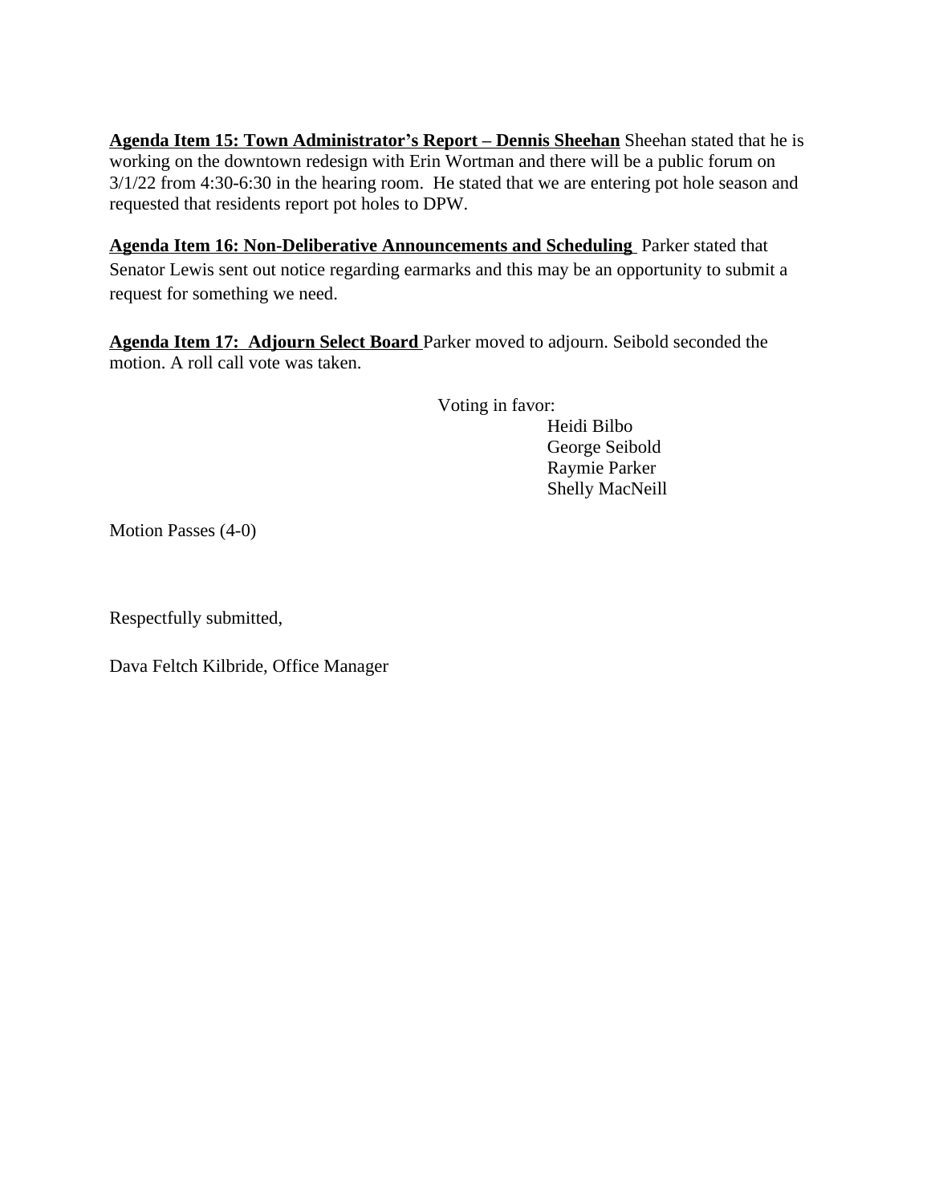**Agenda Item 15: Town Administrator's Report – Dennis Sheehan** Sheehan stated that he is working on the downtown redesign with Erin Wortman and there will be a public forum on 3/1/22 from 4:30-6:30 in the hearing room. He stated that we are entering pot hole season and requested that residents report pot holes to DPW.

**Agenda Item 16: Non-Deliberative Announcements and Scheduling** Parker stated that Senator Lewis sent out notice regarding earmarks and this may be an opportunity to submit a request for something we need.

**Agenda Item 17: Adjourn Select Board** Parker moved to adjourn. Seibold seconded the motion. A roll call vote was taken.

Voting in favor:
- Heidi Bilbo
- George Seibold
- Raymie Parker
- Shelly MacNeill

Motion Passes (4-0)

Respectfully submitted,

Dava Feltch Kilbride, Office Manager